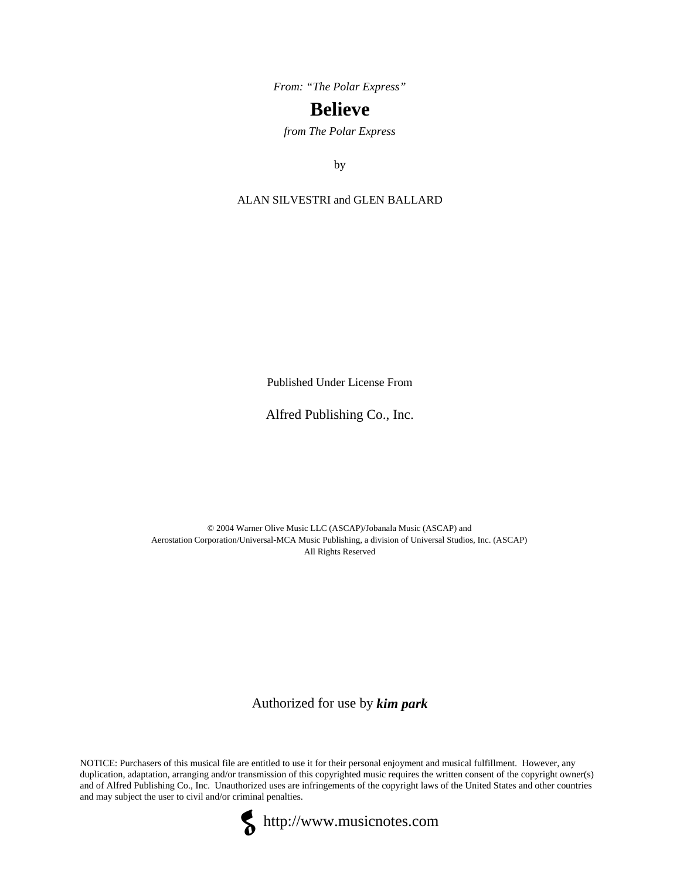*From: “The Polar Express”*

# Believe

*from The Polar Express*

by

ALAN SILVESTRI and GLEN BALLARD

Published Under License From

Alfred Publishing Co., Inc.

© 2004 Warner Olive Music LLC (ASCAP)/Jobanala Music (ASCAP) and
Aerostation Corporation/Universal-MCA Music Publishing, a division of Universal Studios, Inc. (ASCAP)
All Rights Reserved

Authorized for use by ***kim park***

NOTICE: Purchasers of this musical file are entitled to use it for their personal enjoyment and musical fulfillment. However, any duplication, adaptation, arranging and/or transmission of this copyrighted music requires the written consent of the copyright owner(s) and of Alfred Publishing Co., Inc. Unauthorized uses are infringements of the copyright laws of the United States and other countries and may subject the user to civil and/or criminal penalties.

http://www.musicnotes.com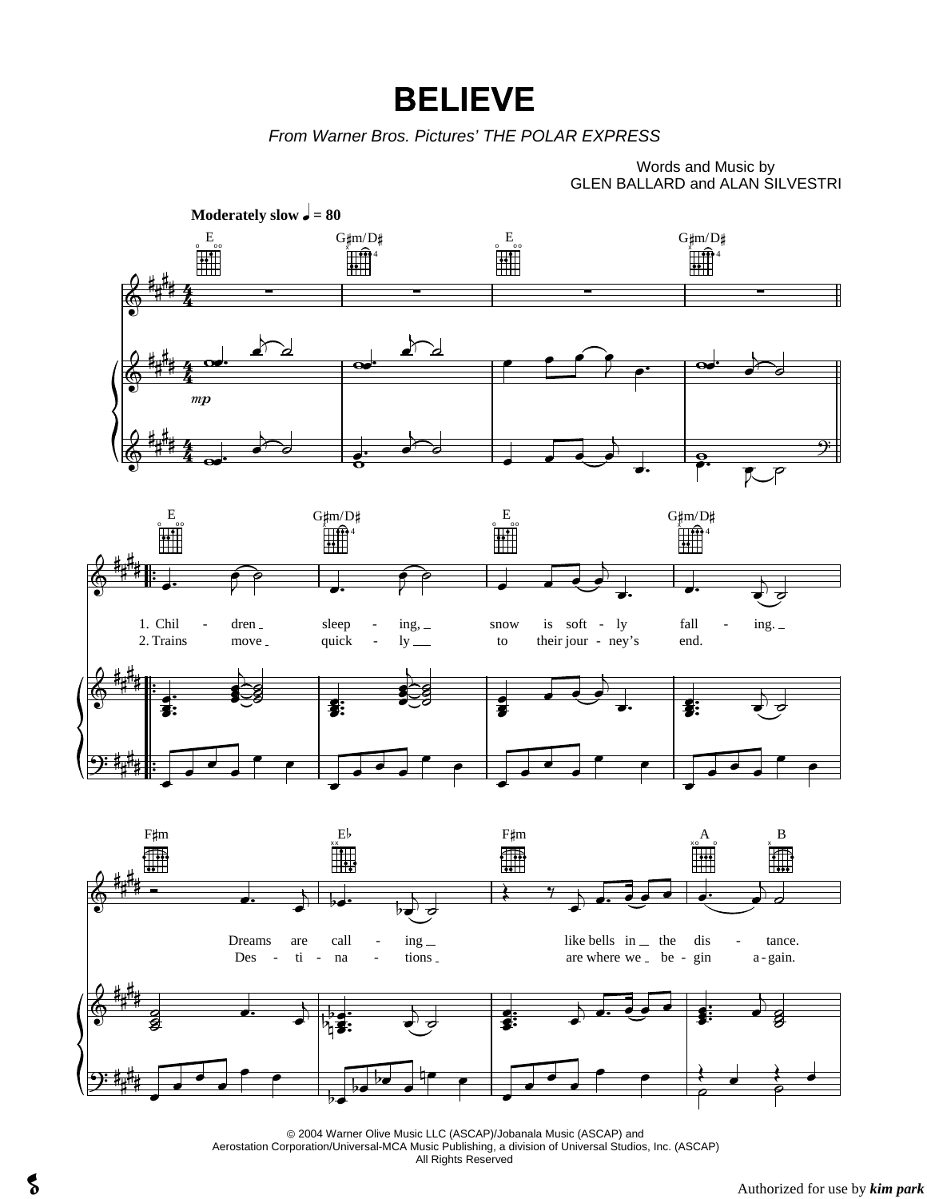# BELIEVE

*From Warner Bros. Pictures' THE POLAR EXPRESS*

Words and Music by
GLEN BALLARD and ALAN SILVESTRI

**Moderately slow ♩ = 80**

E G♯m/D♯ E G♯m/D♯

*mp*

E G♯m/D♯ E G♯m/D♯

1. Children sleeping, snow is softly falling.
2. Trains move quickly to their journey's end.

F♯m E♭ F♯m A B

Dreams are calling like bells in the distance.
Destinations are where we begin again.

© 2004 Warner Olive Music LLC (ASCAP)/Jobanala Music (ASCAP) and
Aerostation Corporation/Universal-MCA Music Publishing, a division of Universal Studios, Inc. (ASCAP)
All Rights Reserved

Authorized for use by *kim park*